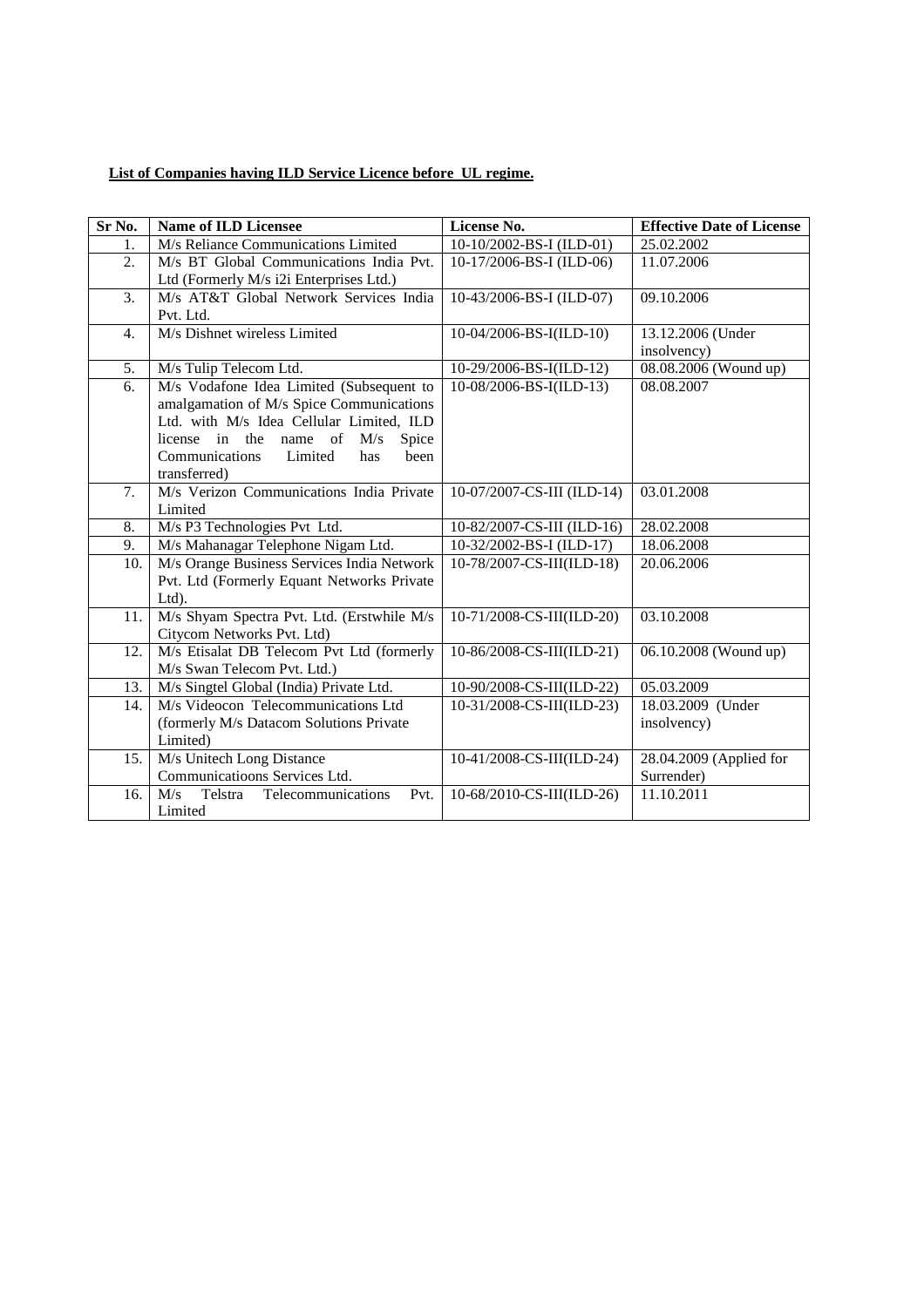**List of Companies having ILD Service Licence before UL regime.**

| Sr No. | Name of ILD Licensee | License No. | Effective Date of License |
|---|---|---|---|
| 1. | M/s Reliance Communications Limited | 10-10/2002-BS-I (ILD-01) | 25.02.2002 |
| 2. | M/s BT Global Communications India Pvt. Ltd (Formerly M/s i2i Enterprises Ltd.) | 10-17/2006-BS-I (ILD-06) | 11.07.2006 |
| 3. | M/s AT&T Global Network Services India Pvt. Ltd. | 10-43/2006-BS-I (ILD-07) | 09.10.2006 |
| 4. | M/s Dishnet wireless Limited | 10-04/2006-BS-I(ILD-10) | 13.12.2006 (Under insolvency) |
| 5. | M/s Tulip Telecom Ltd. | 10-29/2006-BS-I(ILD-12) | 08.08.2006 (Wound up) |
| 6. | M/s Vodafone Idea Limited (Subsequent to amalgamation of M/s Spice Communications Ltd. with M/s Idea Cellular Limited, ILD license in the name of M/s Spice Communications Limited has been transferred) | 10-08/2006-BS-I(ILD-13) | 08.08.2007 |
| 7. | M/s Verizon Communications India Private Limited | 10-07/2007-CS-III (ILD-14) | 03.01.2008 |
| 8. | M/s P3 Technologies Pvt Ltd. | 10-82/2007-CS-III (ILD-16) | 28.02.2008 |
| 9. | M/s Mahanagar Telephone Nigam Ltd. | 10-32/2002-BS-I (ILD-17) | 18.06.2008 |
| 10. | M/s Orange Business Services India Network Pvt. Ltd (Formerly Equant Networks Private Ltd). | 10-78/2007-CS-III(ILD-18) | 20.06.2006 |
| 11. | M/s Shyam Spectra Pvt. Ltd. (Erstwhile M/s Citycom Networks Pvt. Ltd) | 10-71/2008-CS-III(ILD-20) | 03.10.2008 |
| 12. | M/s Etisalat DB Telecom Pvt Ltd (formerly M/s Swan Telecom Pvt. Ltd.) | 10-86/2008-CS-III(ILD-21) | 06.10.2008 (Wound up) |
| 13. | M/s Singtel Global (India) Private Ltd. | 10-90/2008-CS-III(ILD-22) | 05.03.2009 |
| 14. | M/s Videocon Telecommunications Ltd (formerly M/s Datacom Solutions Private Limited) | 10-31/2008-CS-III(ILD-23) | 18.03.2009 (Under insolvency) |
| 15. | M/s Unitech Long Distance Communicatioons Services Ltd. | 10-41/2008-CS-III(ILD-24) | 28.04.2009 (Applied for Surrender) |
| 16. | M/s Telstra Telecommunications Pvt. Limited | 10-68/2010-CS-III(ILD-26) | 11.10.2011 |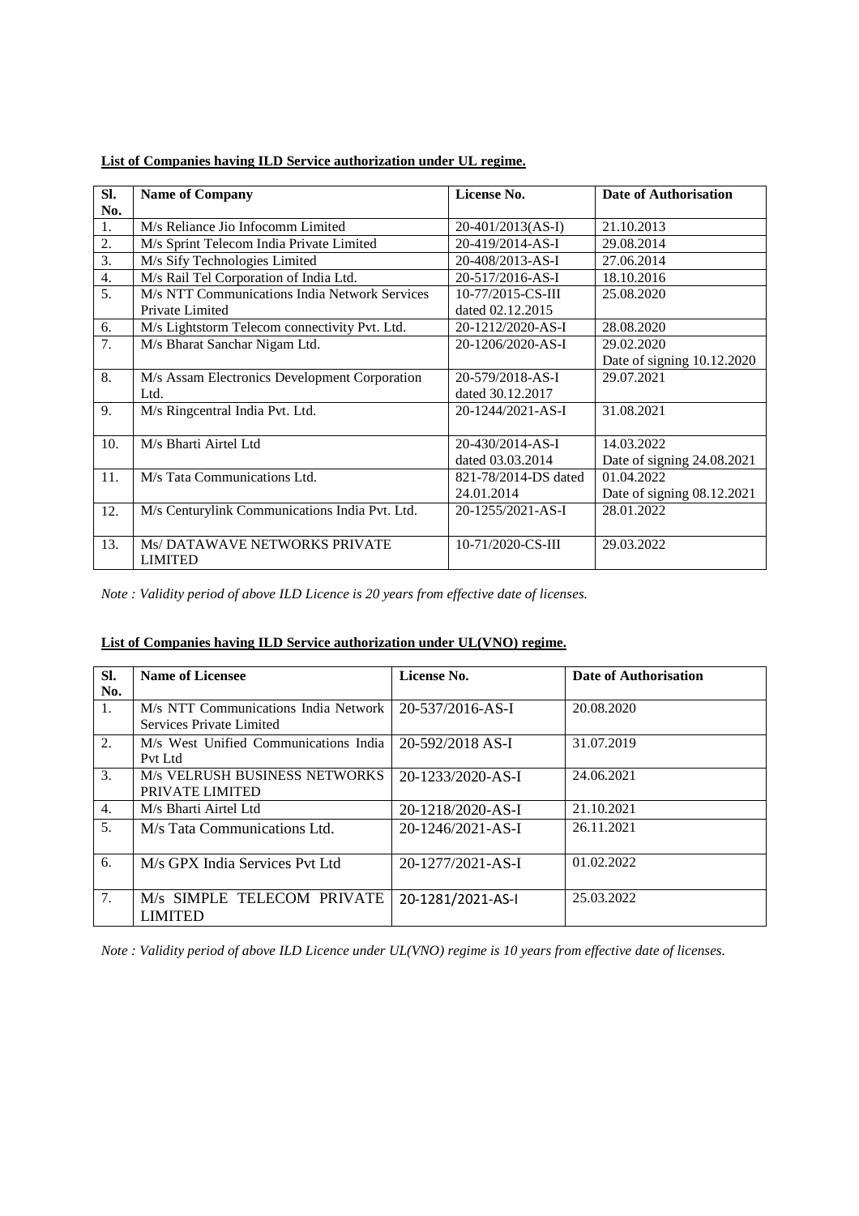**List of Companies having ILD Service authorization under UL regime.**

| Sl. No. | Name of Company | License No. | Date of Authorisation |
|---|---|---|---|
| 1. | M/s Reliance Jio Infocomm Limited | 20-401/2013(AS-I) | 21.10.2013 |
| 2. | M/s Sprint Telecom India Private Limited | 20-419/2014-AS-I | 29.08.2014 |
| 3. | M/s Sify Technologies Limited | 20-408/2013-AS-I | 27.06.2014 |
| 4. | M/s Rail Tel Corporation of India Ltd. | 20-517/2016-AS-I | 18.10.2016 |
| 5. | M/s NTT Communications India Network Services Private Limited | 10-77/2015-CS-III dated 02.12.2015 | 25.08.2020 |
| 6. | M/s Lightstorm Telecom connectivity Pvt. Ltd. | 20-1212/2020-AS-I | 28.08.2020 |
| 7. | M/s Bharat Sanchar Nigam Ltd. | 20-1206/2020-AS-I | 29.02.2020 Date of signing 10.12.2020 |
| 8. | M/s Assam Electronics Development Corporation Ltd. | 20-579/2018-AS-I dated 30.12.2017 | 29.07.2021 |
| 9. | M/s Ringcentral India Pvt. Ltd. | 20-1244/2021-AS-I | 31.08.2021 |
| 10. | M/s Bharti Airtel Ltd | 20-430/2014-AS-I dated 03.03.2014 | 14.03.2022 Date of signing 24.08.2021 |
| 11. | M/s Tata Communications Ltd. | 821-78/2014-DS dated 24.01.2014 | 01.04.2022 Date of signing 08.12.2021 |
| 12. | M/s Centurylink Communications India Pvt. Ltd. | 20-1255/2021-AS-I | 28.01.2022 |
| 13. | Ms/ DATAWAVE NETWORKS PRIVATE LIMITED | 10-71/2020-CS-III | 29.03.2022 |

*Note : Validity period of above ILD Licence is 20 years from effective date of licenses.*

**List of Companies having ILD Service authorization under UL(VNO) regime.**

| Sl. No. | Name of Licensee | License No. | Date of Authorisation |
|---|---|---|---|
| 1. | M/s NTT Communications India Network Services Private Limited | 20-537/2016-AS-I | 20.08.2020 |
| 2. | M/s West Unified Communications India Pvt Ltd | 20-592/2018 AS-I | 31.07.2019 |
| 3. | M/s VELRUSH BUSINESS NETWORKS PRIVATE LIMITED | 20-1233/2020-AS-I | 24.06.2021 |
| 4. | M/s Bharti Airtel Ltd | 20-1218/2020-AS-I | 21.10.2021 |
| 5. | M/s Tata Communications Ltd. | 20-1246/2021-AS-I | 26.11.2021 |
| 6. | M/s GPX India Services Pvt Ltd | 20-1277/2021-AS-I | 01.02.2022 |
| 7. | M/s SIMPLE TELECOM PRIVATE LIMITED | 20-1281/2021-AS-I | 25.03.2022 |

*Note : Validity period of above ILD Licence under UL(VNO) regime is 10 years from effective date of licenses.*